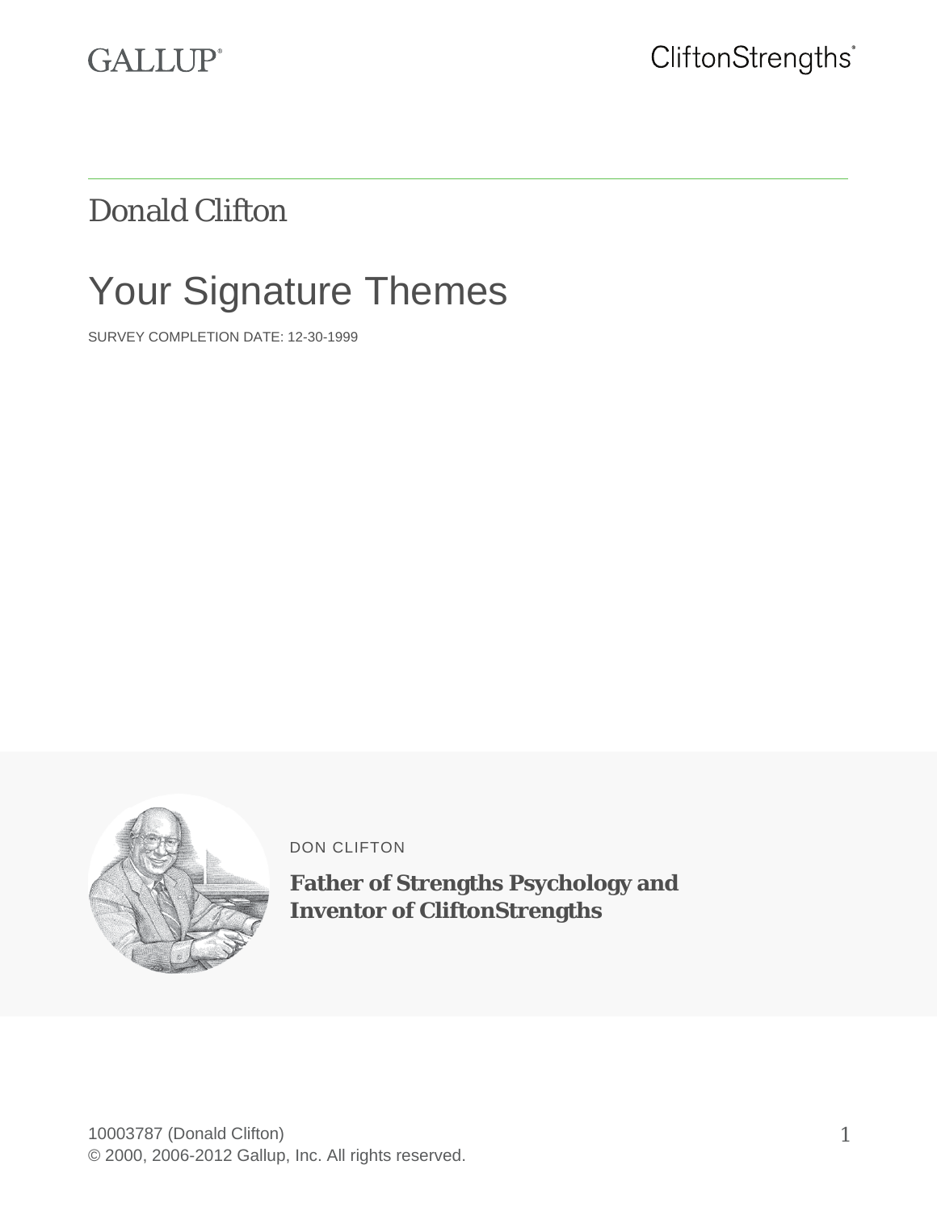GALLUP®

CliftonStrengths®

# Donald Clifton

## Your Signature Themes

SURVEY COMPLETION DATE: 12-30-1999

DON CLIFTON

**Father of Strengths Psychology and Inventor of CliftonStrengths**

10003787 (Donald Clifton)
© 2000, 2006-2012 Gallup, Inc. All rights reserved.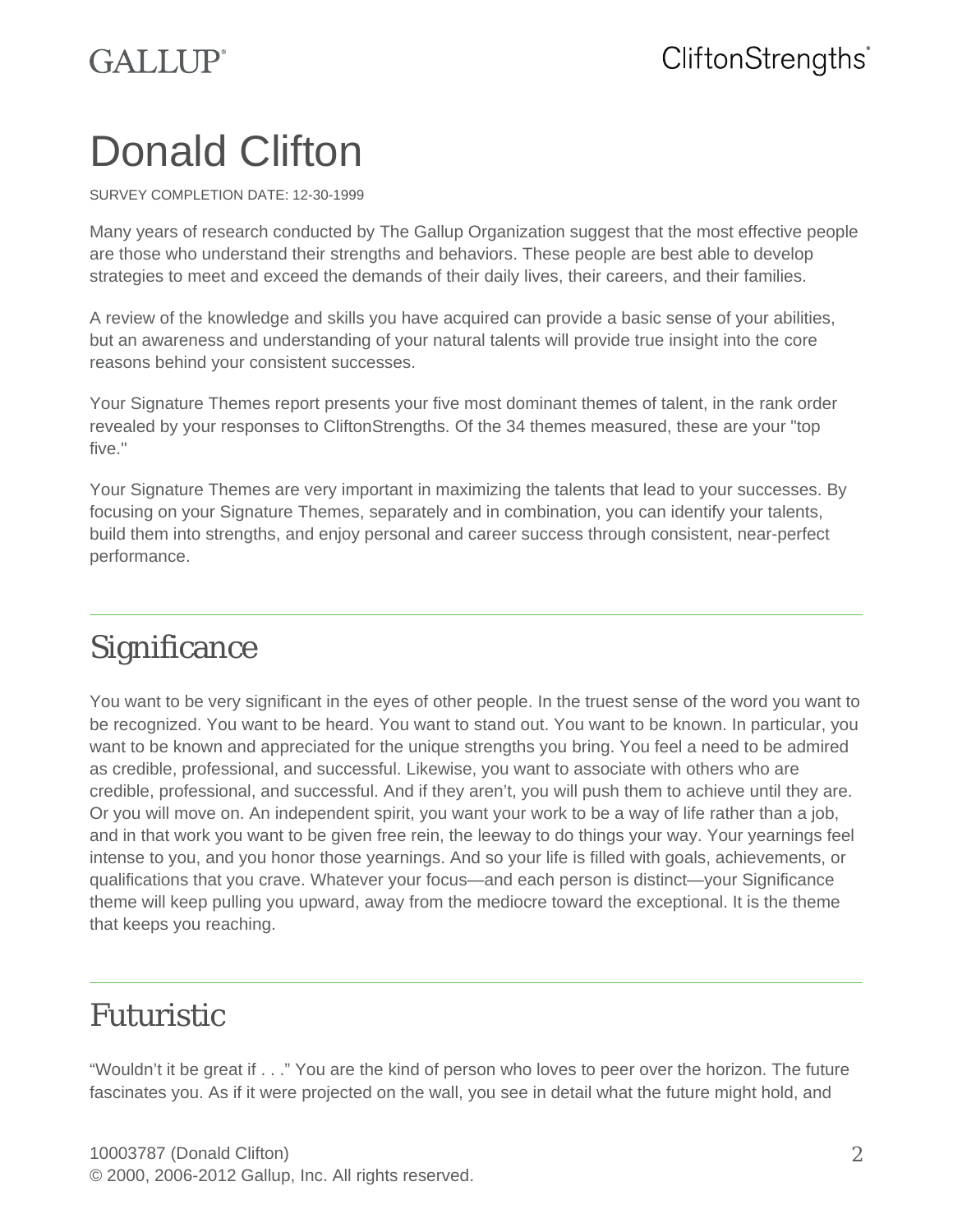# Donald Clifton

SURVEY COMPLETION DATE: 12-30-1999

Many years of research conducted by The Gallup Organization suggest that the most effective people are those who understand their strengths and behaviors. These people are best able to develop strategies to meet and exceed the demands of their daily lives, their careers, and their families.

A review of the knowledge and skills you have acquired can provide a basic sense of your abilities, but an awareness and understanding of your natural talents will provide true insight into the core reasons behind your consistent successes.

Your Signature Themes report presents your five most dominant themes of talent, in the rank order revealed by your responses to CliftonStrengths. Of the 34 themes measured, these are your "top five."

Your Signature Themes are very important in maximizing the talents that lead to your successes. By focusing on your Signature Themes, separately and in combination, you can identify your talents, build them into strengths, and enjoy personal and career success through consistent, near-perfect performance.

---

## Significance

You want to be very significant in the eyes of other people. In the truest sense of the word you want to be recognized. You want to be heard. You want to stand out. You want to be known. In particular, you want to be known and appreciated for the unique strengths you bring. You feel a need to be admired as credible, professional, and successful. Likewise, you want to associate with others who are credible, professional, and successful. And if they aren't, you will push them to achieve until they are. Or you will move on. An independent spirit, you want your work to be a way of life rather than a job, and in that work you want to be given free rein, the leeway to do things your way. Your yearnings feel intense to you, and you honor those yearnings. And so your life is filled with goals, achievements, or qualifications that you crave. Whatever your focus—and each person is distinct—your Significance theme will keep pulling you upward, away from the mediocre toward the exceptional. It is the theme that keeps you reaching.

---

## Futuristic

"Wouldn't it be great if . . ." You are the kind of person who loves to peer over the horizon. The future fascinates you. As if it were projected on the wall, you see in detail what the future might hold, and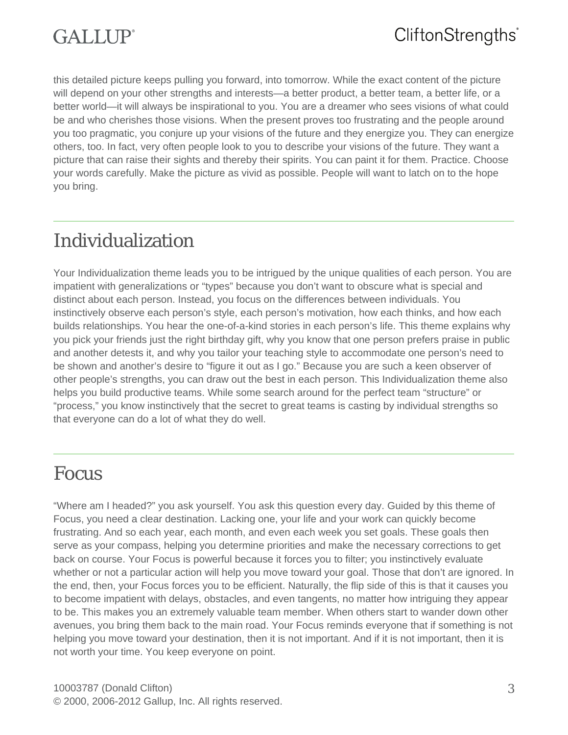this detailed picture keeps pulling you forward, into tomorrow. While the exact content of the picture will depend on your other strengths and interests—a better product, a better team, a better life, or a better world—it will always be inspirational to you. You are a dreamer who sees visions of what could be and who cherishes those visions. When the present proves too frustrating and the people around you too pragmatic, you conjure up your visions of the future and they energize you. They can energize others, too. In fact, very often people look to you to describe your visions of the future. They want a picture that can raise their sights and thereby their spirits. You can paint it for them. Practice. Choose your words carefully. Make the picture as vivid as possible. People will want to latch on to the hope you bring.

## Individualization

Your Individualization theme leads you to be intrigued by the unique qualities of each person. You are impatient with generalizations or "types" because you don't want to obscure what is special and distinct about each person. Instead, you focus on the differences between individuals. You instinctively observe each person's style, each person's motivation, how each thinks, and how each builds relationships. You hear the one-of-a-kind stories in each person's life. This theme explains why you pick your friends just the right birthday gift, why you know that one person prefers praise in public and another detests it, and why you tailor your teaching style to accommodate one person's need to be shown and another's desire to "figure it out as I go." Because you are such a keen observer of other people's strengths, you can draw out the best in each person. This Individualization theme also helps you build productive teams. While some search around for the perfect team "structure" or "process," you know instinctively that the secret to great teams is casting by individual strengths so that everyone can do a lot of what they do well.

## Focus

"Where am I headed?" you ask yourself. You ask this question every day. Guided by this theme of Focus, you need a clear destination. Lacking one, your life and your work can quickly become frustrating. And so each year, each month, and even each week you set goals. These goals then serve as your compass, helping you determine priorities and make the necessary corrections to get back on course. Your Focus is powerful because it forces you to filter; you instinctively evaluate whether or not a particular action will help you move toward your goal. Those that don't are ignored. In the end, then, your Focus forces you to be efficient. Naturally, the flip side of this is that it causes you to become impatient with delays, obstacles, and even tangents, no matter how intriguing they appear to be. This makes you an extremely valuable team member. When others start to wander down other avenues, you bring them back to the main road. Your Focus reminds everyone that if something is not helping you move toward your destination, then it is not important. And if it is not important, then it is not worth your time. You keep everyone on point.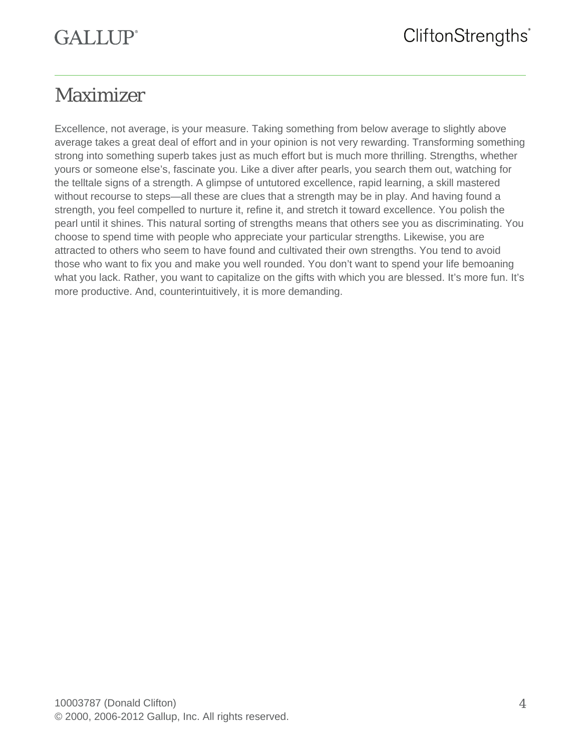# Maximizer

Excellence, not average, is your measure. Taking something from below average to slightly above average takes a great deal of effort and in your opinion is not very rewarding. Transforming something strong into something superb takes just as much effort but is much more thrilling. Strengths, whether yours or someone else's, fascinate you. Like a diver after pearls, you search them out, watching for the telltale signs of a strength. A glimpse of untutored excellence, rapid learning, a skill mastered without recourse to steps—all these are clues that a strength may be in play. And having found a strength, you feel compelled to nurture it, refine it, and stretch it toward excellence. You polish the pearl until it shines. This natural sorting of strengths means that others see you as discriminating. You choose to spend time with people who appreciate your particular strengths. Likewise, you are attracted to others who seem to have found and cultivated their own strengths. You tend to avoid those who want to fix you and make you well rounded. You don't want to spend your life bemoaning what you lack. Rather, you want to capitalize on the gifts with which you are blessed. It's more fun. It's more productive. And, counterintuitively, it is more demanding.